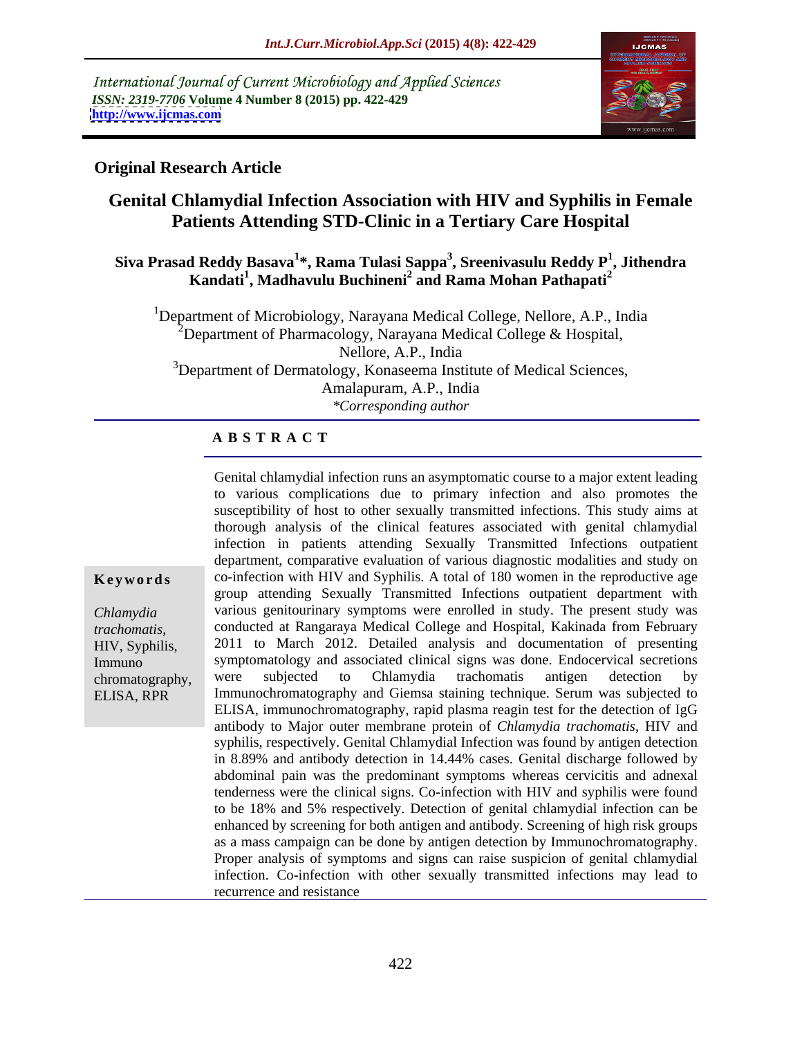International Journal of Current Microbiology and Applied Sciences
*ISSN: 2319-7706* **Volume 4 Number 8 (2015) pp. 422-429**
**http://www.ijcmas.com**

**Original Research Article**

# Genital Chlamydial Infection Association with HIV and Syphilis in Female Patients Attending STD-Clinic in a Tertiary Care Hospital

**Siva Prasad Reddy Basava[1]\*, Rama Tulasi Sappa[3], Sreenivasulu Reddy P[1], Jithendra Kandati[1], Madhavulu Buchineni[2] and Rama Mohan Pathapati[2]**

[1]Department of Microbiology, Narayana Medical College, Nellore, A.P., India
[2]Department of Pharmacology, Narayana Medical College & Hospital, Nellore, A.P., India
[3]Department of Dermatology, Konaseema Institute of Medical Sciences, Amalapuram, A.P., India
*\*Corresponding author*

## A B S T R A C T

**Keywords**

*Chlamydia trachomatis*, HIV, Syphilis, Immuno chromatography, ELISA, RPR

Genital chlamydial infection runs an asymptomatic course to a major extent leading to various complications due to primary infection and also promotes the susceptibility of host to other sexually transmitted infections. This study aims at thorough analysis of the clinical features associated with genital chlamydial infection in patients attending Sexually Transmitted Infections outpatient department, comparative evaluation of various diagnostic modalities and study on co-infection with HIV and Syphilis. A total of 180 women in the reproductive age group attending Sexually Transmitted Infections outpatient department with various genitourinary symptoms were enrolled in study. The present study was conducted at Rangaraya Medical College and Hospital, Kakinada from February 2011 to March 2012. Detailed analysis and documentation of presenting symptomatology and associated clinical signs was done. Endocervical secretions were subjected to Chlamydia trachomatis antigen detection by Immunochromatography and Giemsa staining technique. Serum was subjected to ELISA, immunochromatography, rapid plasma reagin test for the detection of IgG antibody to Major outer membrane protein of *Chlamydia trachomatis*, HIV and syphilis, respectively. Genital Chlamydial Infection was found by antigen detection in 8.89% and antibody detection in 14.44% cases. Genital discharge followed by abdominal pain was the predominant symptoms whereas cervicitis and adnexal tenderness were the clinical signs. Co-infection with HIV and syphilis were found to be 18% and 5% respectively. Detection of genital chlamydial infection can be enhanced by screening for both antigen and antibody. Screening of high risk groups as a mass campaign can be done by antigen detection by Immunochromatography. Proper analysis of symptoms and signs can raise suspicion of genital chlamydial infection. Co-infection with other sexually transmitted infections may lead to recurrence and resistance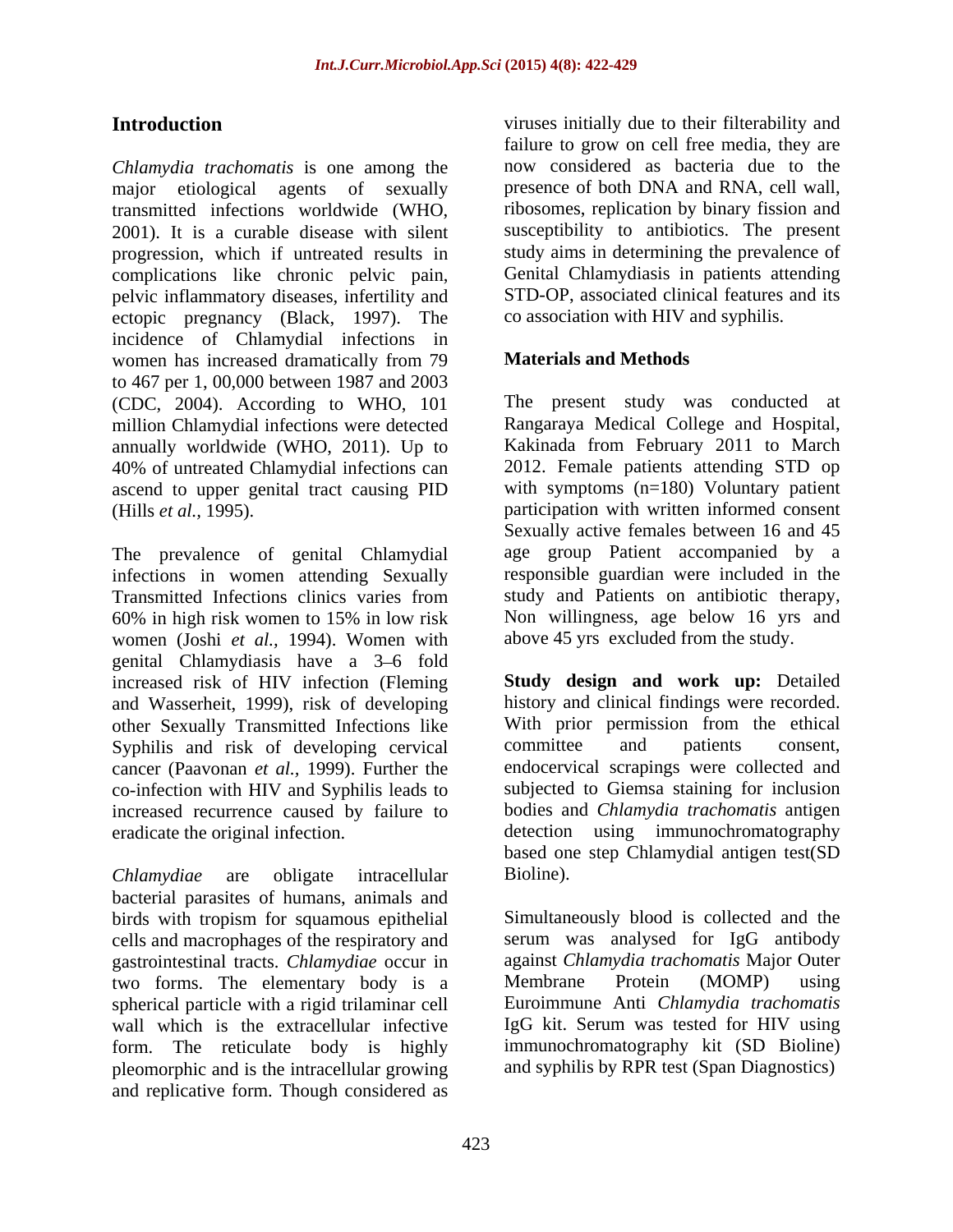## Introduction

*Chlamydia trachomatis* is one among the major etiological agents of sexually transmitted infections worldwide (WHO, 2001). It is a curable disease with silent progression, which if untreated results in complications like chronic pelvic pain, pelvic inflammatory diseases, infertility and ectopic pregnancy (Black, 1997). The incidence of Chlamydial infections in women has increased dramatically from 79 to 467 per 1, 00,000 between 1987 and 2003 (CDC, 2004). According to WHO, 101 million Chlamydial infections were detected annually worldwide (WHO, 2011). Up to 40% of untreated Chlamydial infections can ascend to upper genital tract causing PID (Hills *et al.*, 1995).

The prevalence of genital Chlamydial infections in women attending Sexually Transmitted Infections clinics varies from 60% in high risk women to 15% in low risk women (Joshi *et al.*, 1994). Women with genital Chlamydiasis have a 3–6 fold increased risk of HIV infection (Fleming and Wasserheit, 1999), risk of developing other Sexually Transmitted Infections like Syphilis and risk of developing cervical cancer (Paavonan *et al.*, 1999). Further the co-infection with HIV and Syphilis leads to increased recurrence caused by failure to eradicate the original infection.

*Chlamydiae* are obligate intracellular bacterial parasites of humans, animals and birds with tropism for squamous epithelial cells and macrophages of the respiratory and gastrointestinal tracts. *Chlamydiae* occur in two forms. The elementary body is a spherical particle with a rigid trilaminar cell wall which is the extracellular infective form. The reticulate body is highly pleomorphic and is the intracellular growing and replicative form. Though considered as viruses initially due to their filterability and failure to grow on cell free media, they are now considered as bacteria due to the presence of both DNA and RNA, cell wall, ribosomes, replication by binary fission and susceptibility to antibiotics. The present study aims in determining the prevalence of Genital Chlamydiasis in patients attending STD-OP, associated clinical features and its co association with HIV and syphilis.

## Materials and Methods

The present study was conducted at Rangaraya Medical College and Hospital, Kakinada from February 2011 to March 2012. Female patients attending STD op with symptoms (n=180) Voluntary patient participation with written informed consent Sexually active females between 16 and 45 age group Patient accompanied by a responsible guardian were included in the study and Patients on antibiotic therapy, Non willingness, age below 16 yrs and above 45 yrs excluded from the study.

**Study design and work up:** Detailed history and clinical findings were recorded. With prior permission from the ethical committee and patients consent, endocervical scrapings were collected and subjected to Giemsa staining for inclusion bodies and *Chlamydia trachomatis* antigen detection using immunochromatography based one step Chlamydial antigen test(SD Bioline).

Simultaneously blood is collected and the serum was analysed for IgG antibody against *Chlamydia trachomatis* Major Outer Membrane Protein (MOMP) using Euroimmune Anti *Chlamydia trachomatis* IgG kit. Serum was tested for HIV using immunochromatography kit (SD Bioline) and syphilis by RPR test (Span Diagnostics)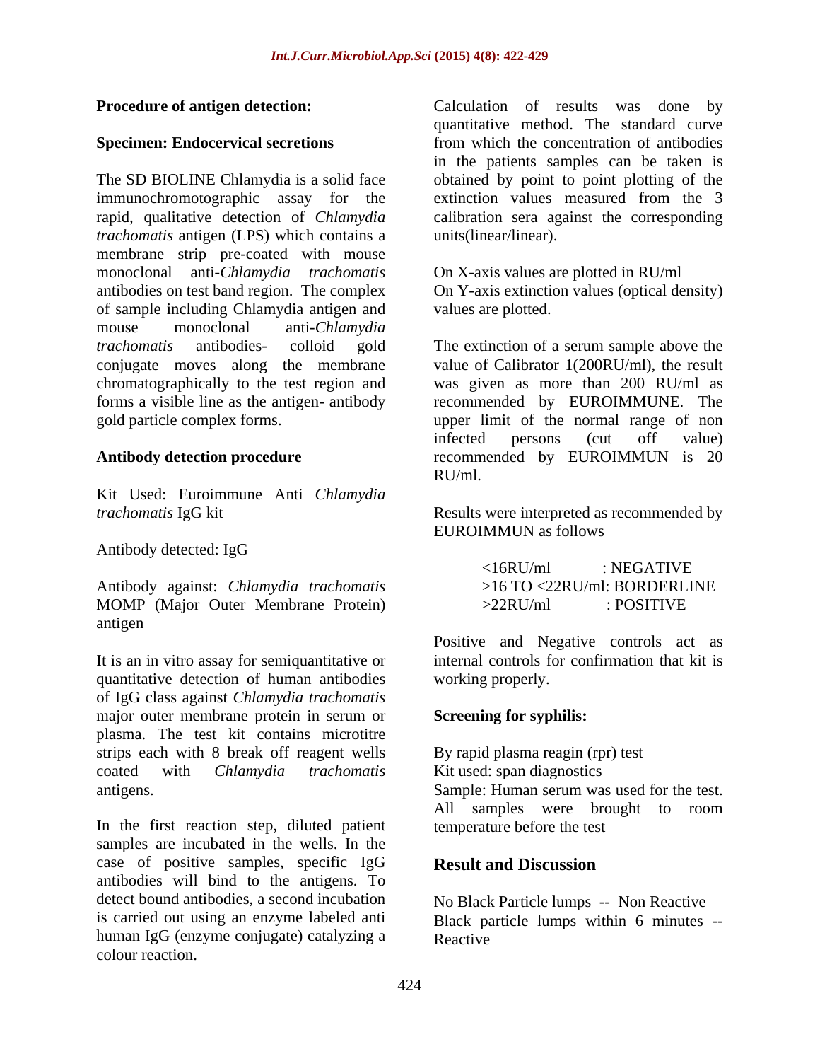**Procedure of antigen detection:**

**Specimen: Endocervical secretions**

The SD BIOLINE Chlamydia is a solid face immunochromotographic assay for the rapid, qualitative detection of *Chlamydia trachomatis* antigen (LPS) which contains a membrane strip pre-coated with mouse monoclonal anti-*Chlamydia trachomatis* antibodies on test band region. The complex of sample including Chlamydia antigen and mouse monoclonal anti-*Chlamydia trachomatis* antibodies- colloid gold conjugate moves along the membrane chromatographically to the test region and forms a visible line as the antigen- antibody gold particle complex forms.

**Antibody detection procedure**

Kit Used: Euroimmune Anti *Chlamydia trachomatis* IgG kit

Antibody detected: IgG

Antibody against: *Chlamydia trachomatis* MOMP (Major Outer Membrane Protein) antigen

It is an in vitro assay for semiquantitative or quantitative detection of human antibodies of IgG class against *Chlamydia trachomatis* major outer membrane protein in serum or plasma. The test kit contains microtitre strips each with 8 break off reagent wells coated with *Chlamydia trachomatis* antigens.

In the first reaction step, diluted patient samples are incubated in the wells. In the case of positive samples, specific IgG antibodies will bind to the antigens. To detect bound antibodies, a second incubation is carried out using an enzyme labeled anti human IgG (enzyme conjugate) catalyzing a colour reaction.

Calculation of results was done by quantitative method. The standard curve from which the concentration of antibodies in the patients samples can be taken is obtained by point to point plotting of the extinction values measured from the 3 calibration sera against the corresponding units(linear/linear).

On X-axis values are plotted in RU/ml
On Y-axis extinction values (optical density) values are plotted.

The extinction of a serum sample above the value of Calibrator 1(200RU/ml), the result was given as more than 200 RU/ml as recommended by EUROIMMUNE. The upper limit of the normal range of non infected persons (cut off value) recommended by EUROIMMUN is 20 RU/ml.

Results were interpreted as recommended by EUROIMMUN as follows

<16RU/ml : NEGATIVE
>16 TO <22RU/ml: BORDERLINE
>22RU/ml : POSITIVE

Positive and Negative controls act as internal controls for confirmation that kit is working properly.

**Screening for syphilis:**

By rapid plasma reagin (rpr) test
Kit used: span diagnostics
Sample: Human serum was used for the test. All samples were brought to room temperature before the test

## Result and Discussion

No Black Particle lumps -- Non Reactive
Black particle lumps within 6 minutes -- Reactive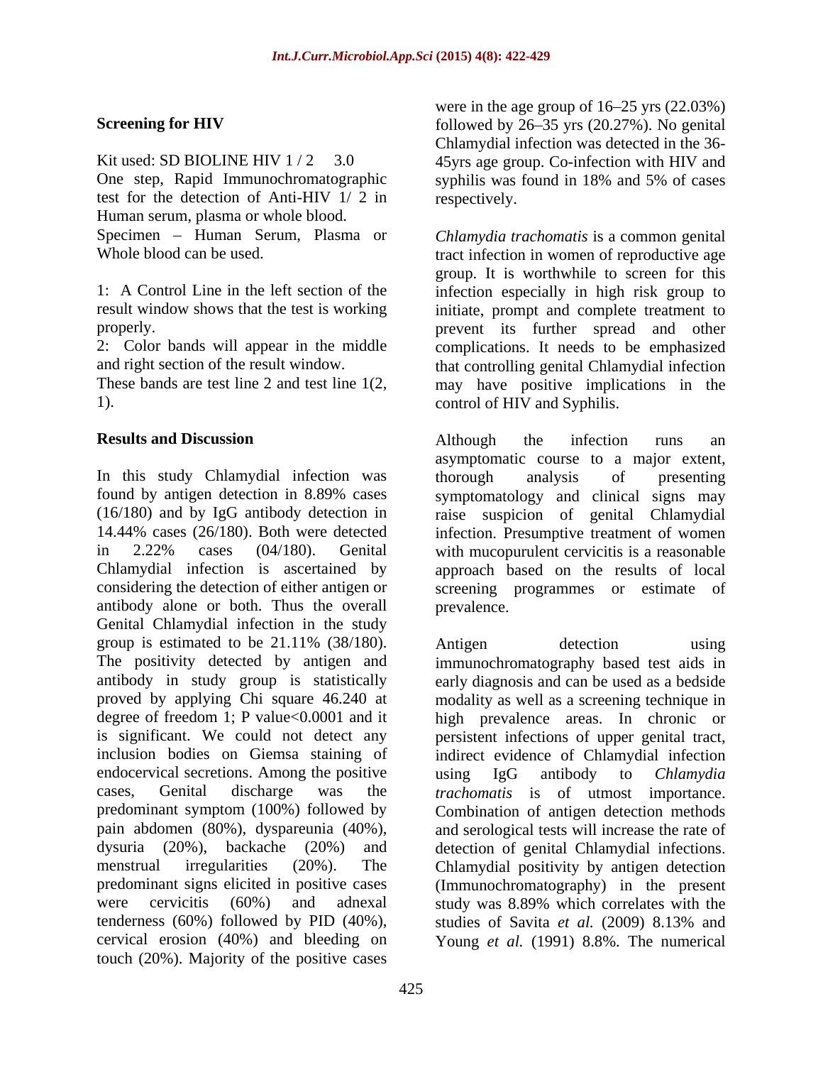**Screening for HIV**

Kit used: SD BIOLINE HIV 1 / 2 3.0

One step, Rapid Immunochromatographic test for the detection of Anti-HIV 1/ 2 in Human serum, plasma or whole blood.

Specimen – Human Serum, Plasma or Whole blood can be used.

1: A Control Line in the left section of the result window shows that the test is working properly.

2: Color bands will appear in the middle and right section of the result window.

These bands are test line 2 and test line 1(2, 1).

## Results and Discussion

In this study Chlamydial infection was found by antigen detection in 8.89% cases (16/180) and by IgG antibody detection in 14.44% cases (26/180). Both were detected in 2.22% cases (04/180). Genital Chlamydial infection is ascertained by considering the detection of either antigen or antibody alone or both. Thus the overall Genital Chlamydial infection in the study group is estimated to be 21.11% (38/180). The positivity detected by antigen and antibody in study group is statistically proved by applying Chi square 46.240 at degree of freedom 1; P value<0.0001 and it is significant. We could not detect any inclusion bodies on Giemsa staining of endocervical secretions. Among the positive cases, Genital discharge was the predominant symptom (100%) followed by pain abdomen (80%), dyspareunia (40%), dysuria (20%), backache (20%) and menstrual irregularities (20%). The predominant signs elicited in positive cases were cervicitis (60%) and adnexal tenderness (60%) followed by PID (40%), cervical erosion (40%) and bleeding on touch (20%). Majority of the positive cases were in the age group of 16–25 yrs (22.03%) followed by 26–35 yrs (20.27%). No genital Chlamydial infection was detected in the 36-45yrs age group. Co-infection with HIV and syphilis was found in 18% and 5% of cases respectively.

*Chlamydia trachomatis* is a common genital tract infection in women of reproductive age group. It is worthwhile to screen for this infection especially in high risk group to initiate, prompt and complete treatment to prevent its further spread and other complications. It needs to be emphasized that controlling genital Chlamydial infection may have positive implications in the control of HIV and Syphilis.

Although the infection runs an asymptomatic course to a major extent, thorough analysis of presenting symptomatology and clinical signs may raise suspicion of genital Chlamydial infection. Presumptive treatment of women with mucopurulent cervicitis is a reasonable approach based on the results of local screening programmes or estimate of prevalence.

Antigen detection using immunochromatography based test aids in early diagnosis and can be used as a bedside modality as well as a screening technique in high prevalence areas. In chronic or persistent infections of upper genital tract, indirect evidence of Chlamydial infection using IgG antibody to *Chlamydia trachomatis* is of utmost importance. Combination of antigen detection methods and serological tests will increase the rate of detection of genital Chlamydial infections. Chlamydial positivity by antigen detection (Immunochromatography) in the present study was 8.89% which correlates with the studies of Savita *et al.* (2009) 8.13% and Young *et al.* (1991) 8.8%. The numerical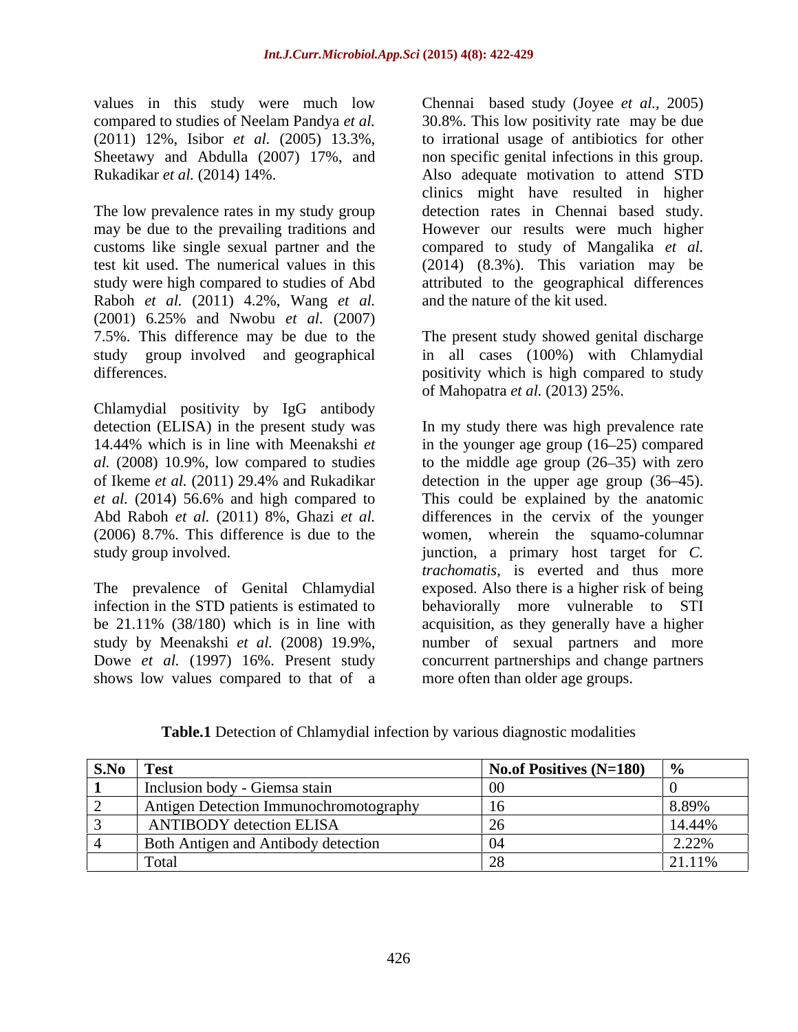values in this study were much low compared to studies of Neelam Pandya *et al.* (2011) 12%, Isibor *et al.* (2005) 13.3%, Sheetawy and Abdulla (2007) 17%, and Rukadikar *et al.* (2014) 14%.

The low prevalence rates in my study group may be due to the prevailing traditions and customs like single sexual partner and the test kit used. The numerical values in this study were high compared to studies of Abd Raboh *et al.* (2011) 4.2%, Wang *et al.* (2001) 6.25% and Nwobu *et al.* (2007) 7.5%. This difference may be due to the study group involved and geographical differences.

Chlamydial positivity by IgG antibody detection (ELISA) in the present study was 14.44% which is in line with Meenakshi *et al.* (2008) 10.9%, low compared to studies of Ikeme *et al.* (2011) 29.4% and Rukadikar *et al.* (2014) 56.6% and high compared to Abd Raboh *et al.* (2011) 8%, Ghazi *et al.* (2006) 8.7%. This difference is due to the study group involved.

The prevalence of Genital Chlamydial infection in the STD patients is estimated to be 21.11% (38/180) which is in line with study by Meenakshi *et al.* (2008) 19.9%, Dowe *et al.* (1997) 16%. Present study shows low values compared to that of a Chennai based study (Joyee *et al.*, 2005) 30.8%. This low positivity rate may be due to irrational usage of antibiotics for other non specific genital infections in this group. Also adequate motivation to attend STD clinics might have resulted in higher detection rates in Chennai based study. However our results were much higher compared to study of Mangalika *et al.* (2014) (8.3%). This variation may be attributed to the geographical differences and the nature of the kit used.

The present study showed genital discharge in all cases (100%) with Chlamydial positivity which is high compared to study of Mahopatra *et al.* (2013) 25%.

In my study there was high prevalence rate in the younger age group (16–25) compared to the middle age group (26–35) with zero detection in the upper age group (36–45). This could be explained by the anatomic differences in the cervix of the younger women, wherein the squamo-columnar junction, a primary host target for *C. trachomatis*, is everted and thus more exposed. Also there is a higher risk of being behaviorally more vulnerable to STI acquisition, as they generally have a higher number of sexual partners and more concurrent partnerships and change partners more often than older age groups.

**Table.1** Detection of Chlamydial infection by various diagnostic modalities

| S.No | Test | No.of Positives (N=180) | % |
|---|---|---|---|
| 1 | Inclusion body - Giemsa stain | 00 | 0 |
| 2 | Antigen Detection Immunochromotography | 16 | 8.89% |
| 3 | ANTIBODY detection ELISA | 26 | 14.44% |
| 4 | Both Antigen and Antibody detection | 04 | 2.22% |
| | Total | 28 | 21.11% |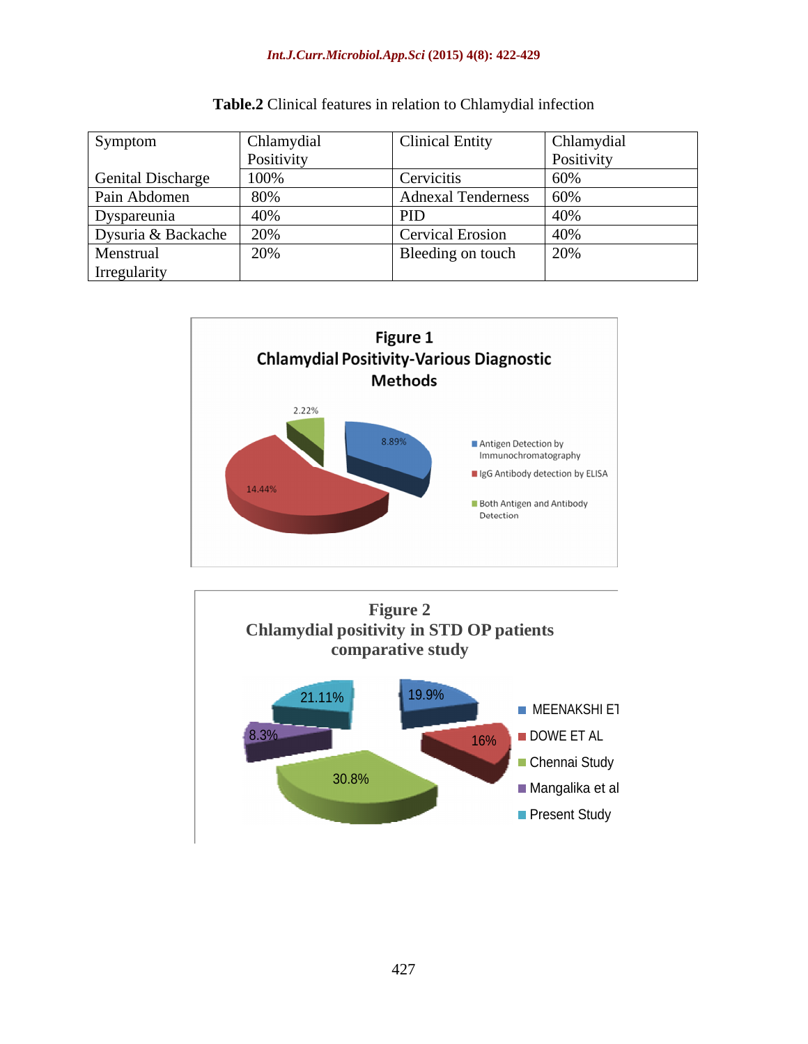**Table.2** Clinical features in relation to Chlamydial infection

| Symptom | Chlamydial Positivity | Clinical Entity | Chlamydial Positivity |
|---|---|---|---|
| Genital Discharge | 100% | Cervicitis | 60% |
| Pain Abdomen | 80% | Adnexal Tenderness | 60% |
| Dyspareunia | 40% | PID | 40% |
| Dysuria & Backache | 20% | Cervical Erosion | 40% |
| Menstrual Irregularity | 20% | Bleeding on touch | 20% |

**Figure 1**
**Chlamydial Positivity-Various Diagnostic Methods**

- Antigen Detection by Immunochromatography: 8.89%
- IgG Antibody detection by ELISA: 14.44%
- Both Antigen and Antibody Detection: 2.22%

**Figure 2**
**Chlamydial positivity in STD OP patients comparative study**

- MEENAKSHI ET: 19.9%
- DOWE ET AL: 16%
- Chennai Study: 30.8%
- Mangalika et al: 8.3%
- Present Study: 21.11%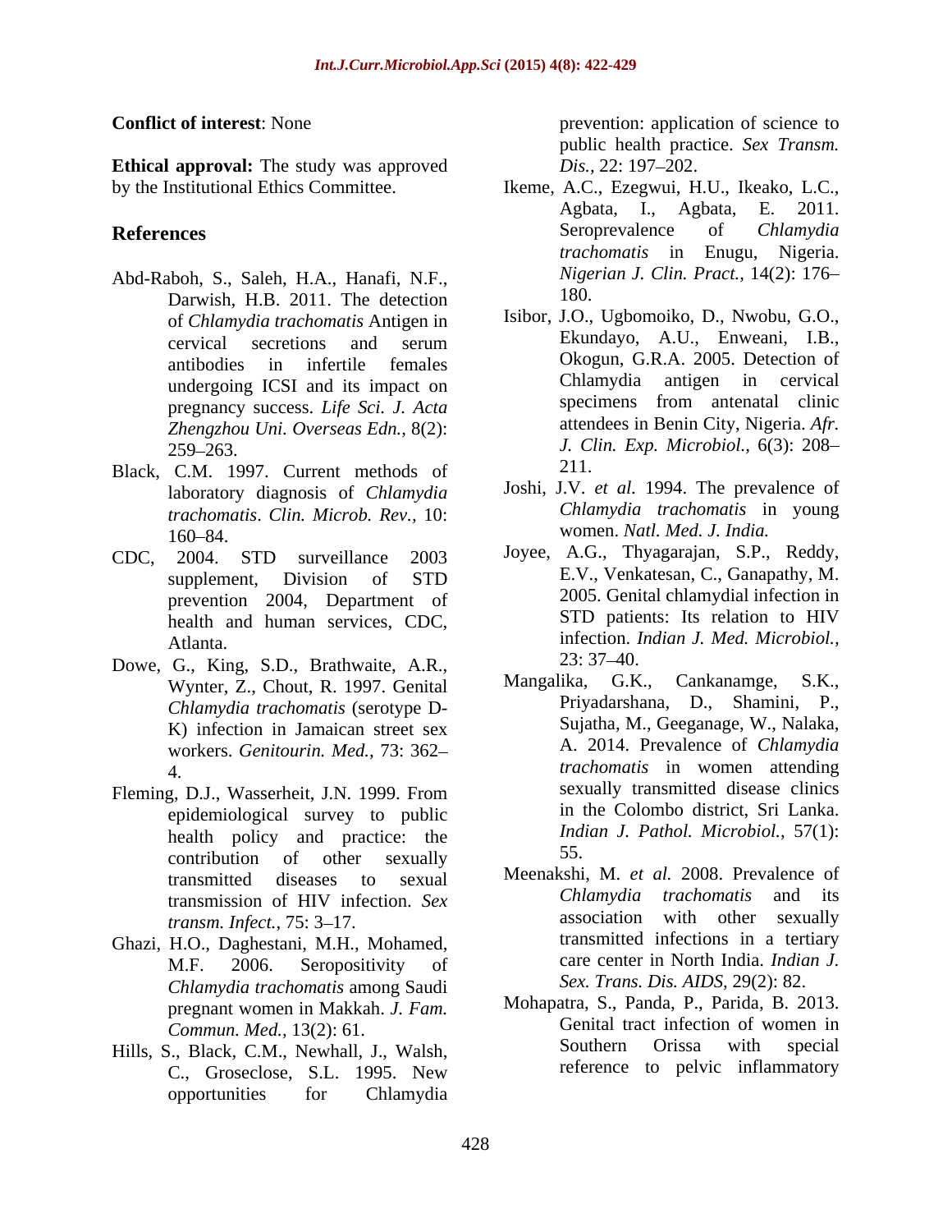**Conflict of interest**: None

**Ethical approval:** The study was approved by the Institutional Ethics Committee.

## References

Abd-Raboh, S., Saleh, H.A., Hanafi, N.F., Darwish, H.B. 2011. The detection of *Chlamydia trachomatis* Antigen in cervical secretions and serum antibodies in infertile females undergoing ICSI and its impact on pregnancy success. *Life Sci. J. Acta Zhengzhou Uni. Overseas Edn.,* 8(2): 259–263.

Black, C.M. 1997. Current methods of laboratory diagnosis of *Chlamydia trachomatis*. *Clin. Microb. Rev.,* 10: 160–84.

CDC, 2004. STD surveillance 2003 supplement, Division of STD prevention 2004, Department of health and human services, CDC, Atlanta.

Dowe, G., King, S.D., Brathwaite, A.R., Wynter, Z., Chout, R. 1997. Genital *Chlamydia trachomatis* (serotype D-K) infection in Jamaican street sex workers. *Genitourin. Med.,* 73: 362–4.

Fleming, D.J., Wasserheit, J.N. 1999. From epidemiological survey to public health policy and practice: the contribution of other sexually transmitted diseases to sexual transmission of HIV infection. *Sex transm. Infect.,* 75: 3–17.

Ghazi, H.O., Daghestani, M.H., Mohamed, M.F. 2006. Seropositivity of *Chlamydia trachomatis* among Saudi pregnant women in Makkah. *J. Fam. Commun. Med.,* 13(2): 61.

Hills, S., Black, C.M., Newhall, J., Walsh, C., Groseclose, S.L. 1995. New opportunities for Chlamydia prevention: application of science to public health practice. *Sex Transm. Dis.,* 22: 197–202.

Ikeme, A.C., Ezegwui, H.U., Ikeako, L.C., Agbata, I., Agbata, E. 2011. Seroprevalence of *Chlamydia trachomatis* in Enugu, Nigeria. *Nigerian J. Clin. Pract.,* 14(2): 176–180.

Isibor, J.O., Ugbomoiko, D., Nwobu, G.O., Ekundayo, A.U., Enweani, I.B., Okogun, G.R.A. 2005. Detection of Chlamydia antigen in cervical specimens from antenatal clinic attendees in Benin City, Nigeria. *Afr. J. Clin. Exp. Microbiol.,* 6(3): 208–211.

Joshi, J.V. *et al.* 1994. The prevalence of *Chlamydia trachomatis* in young women. *Natl. Med. J. India.*

Joyee, A.G., Thyagarajan, S.P., Reddy, E.V., Venkatesan, C., Ganapathy, M. 2005. Genital chlamydial infection in STD patients: Its relation to HIV infection. *Indian J. Med. Microbiol.,* 23: 37–40.

Mangalika, G.K., Cankanamge, S.K., Priyadarshana, D., Shamini, P., Sujatha, M., Geeganage, W., Nalaka, A. 2014. Prevalence of *Chlamydia trachomatis* in women attending sexually transmitted disease clinics in the Colombo district, Sri Lanka. *Indian J. Pathol. Microbiol.,* 57(1): 55.

Meenakshi, M. *et al.* 2008. Prevalence of *Chlamydia trachomatis* and its association with other sexually transmitted infections in a tertiary care center in North India. *Indian J. Sex. Trans. Dis. AIDS,* 29(2): 82.

Mohapatra, S., Panda, P., Parida, B. 2013. Genital tract infection of women in Southern Orissa with special reference to pelvic inflammatory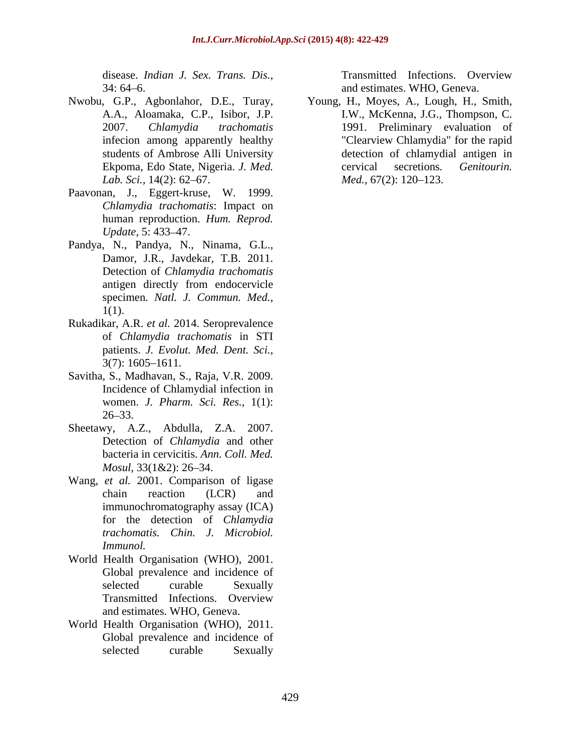disease. *Indian J. Sex. Trans. Dis.*, 34: 64–6.

Nwobu, G.P., Agbonlahor, D.E., Turay, A.A., Aloamaka, C.P., Isibor, J.P. 2007. *Chlamydia trachomatis* infecion among apparently healthy students of Ambrose Alli University Ekpoma, Edo State, Nigeria. *J. Med. Lab. Sci.*, 14(2): 62–67.

Paavonan, J., Eggert-kruse, W. 1999. *Chlamydia trachomatis*: Impact on human reproduction. *Hum. Reprod. Update*, 5: 433–47.

Pandya, N., Pandya, N., Ninama, G.L., Damor, J.R., Javdekar, T.B. 2011. Detection of *Chlamydia trachomatis* antigen directly from endocervicle specimen. *Natl. J. Commun. Med.*, 1(1).

Rukadikar, A.R. *et al.* 2014. Seroprevalence of *Chlamydia trachomatis* in STI patients. *J. Evolut. Med. Dent. Sci.*, 3(7): 1605–1611.

Savitha, S., Madhavan, S., Raja, V.R. 2009. Incidence of Chlamydial infection in women. *J. Pharm. Sci. Res.*, 1(1): 26–33.

Sheetawy, A.Z., Abdulla, Z.A. 2007. Detection of *Chlamydia* and other bacteria in cervicitis. *Ann. Coll. Med. Mosul*, 33(1&2): 26–34.

Wang, *et al.* 2001. Comparison of ligase chain reaction (LCR) and immunochromatography assay (ICA) for the detection of *Chlamydia trachomatis. Chin. J. Microbiol. Immunol.*

World Health Organisation (WHO), 2001. Global prevalence and incidence of selected curable Sexually Transmitted Infections. Overview and estimates. WHO, Geneva.

World Health Organisation (WHO), 2011. Global prevalence and incidence of selected curable Sexually Transmitted Infections. Overview and estimates. WHO, Geneva.

Young, H., Moyes, A., Lough, H., Smith, I.W., McKenna, J.G., Thompson, C. 1991. Preliminary evaluation of "Clearview Chlamydia" for the rapid detection of chlamydial antigen in cervical secretions. *Genitourin. Med.*, 67(2): 120–123.